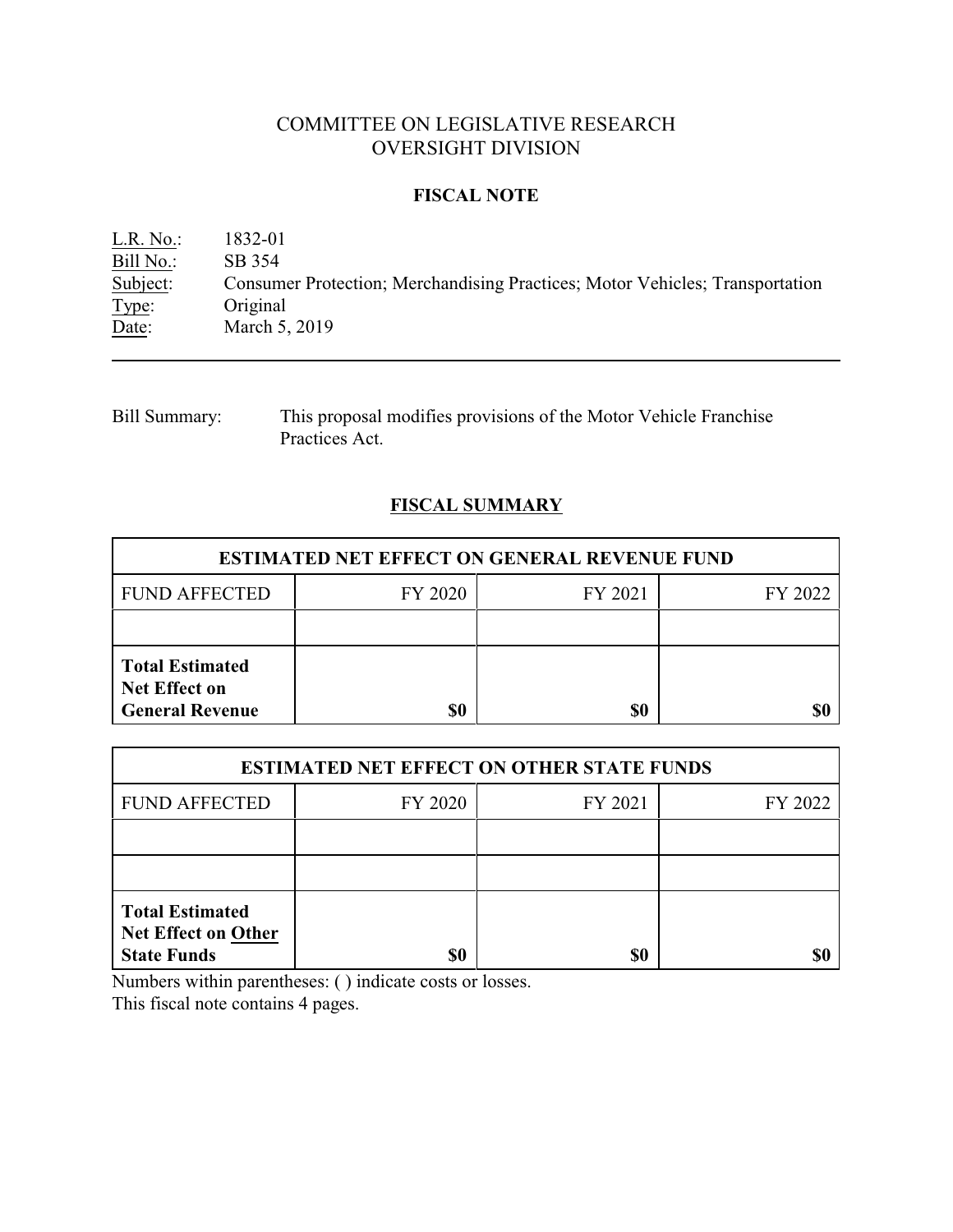# COMMITTEE ON LEGISLATIVE RESEARCH
# OVERSIGHT DIVISION

## FISCAL NOTE

L.R. No.: 1832-01
Bill No.: SB 354
Subject: Consumer Protection; Merchandising Practices; Motor Vehicles; Transportation
Type: Original
Date: March 5, 2019

---

Bill Summary: This proposal modifies provisions of the Motor Vehicle Franchise Practices Act.

## FISCAL SUMMARY

| ESTIMATED NET EFFECT ON GENERAL REVENUE FUND | | | |
|---|---|---|---|
| FUND AFFECTED | FY 2020 | FY 2021 | FY 2022 |
| | | | |
| **Total Estimated Net Effect on General Revenue** | **$0** | **$0** | **$0** |

| ESTIMATED NET EFFECT ON OTHER STATE FUNDS | | | |
|---|---|---|---|
| FUND AFFECTED | FY 2020 | FY 2021 | FY 2022 |
| | | | |
| | | | |
| **Total Estimated Net Effect on Other State Funds** | **$0** | **$0** | **$0** |

Numbers within parentheses: ( ) indicate costs or losses.
This fiscal note contains 4 pages.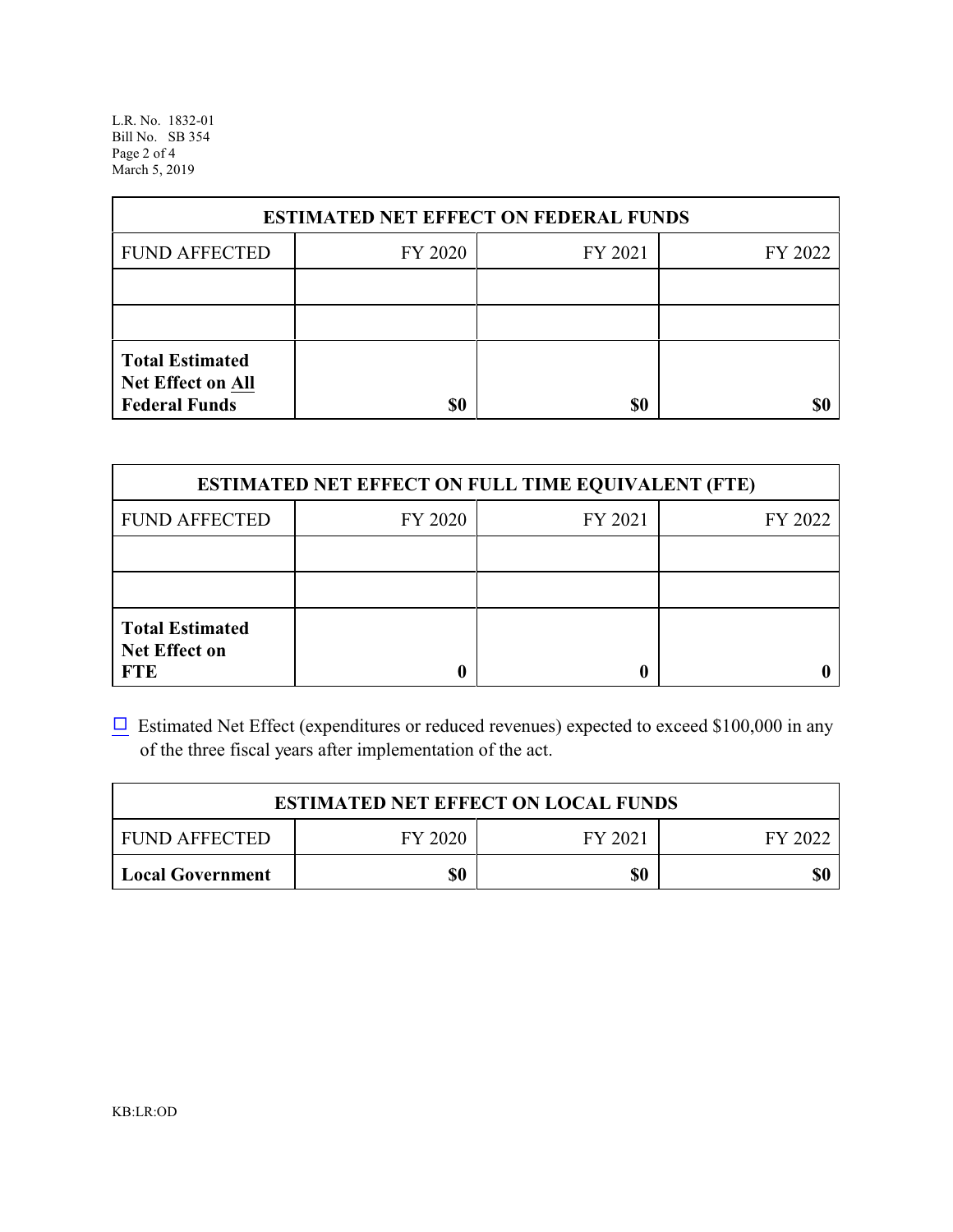| ESTIMATED NET EFFECT ON FEDERAL FUNDS | | | |
|---|---|---|---|
| FUND AFFECTED | FY 2020 | FY 2021 | FY 2022 |
| | | | |
| | | | |
| **Total Estimated Net Effect on All Federal Funds** | **$0** | **$0** | **$0** |

| ESTIMATED NET EFFECT ON FULL TIME EQUIVALENT (FTE) | | | |
|---|---|---|---|
| FUND AFFECTED | FY 2020 | FY 2021 | FY 2022 |
| | | | |
| | | | |
| **Total Estimated Net Effect on FTE** | **0** | **0** | **0** |

☐ Estimated Net Effect (expenditures or reduced revenues) expected to exceed $100,000 in any of the three fiscal years after implementation of the act.

| ESTIMATED NET EFFECT ON LOCAL FUNDS | | | |
|---|---|---|---|
| FUND AFFECTED | FY 2020 | FY 2021 | FY 2022 |
| **Local Government** | **$0** | **$0** | **$0** |

KB:LR:OD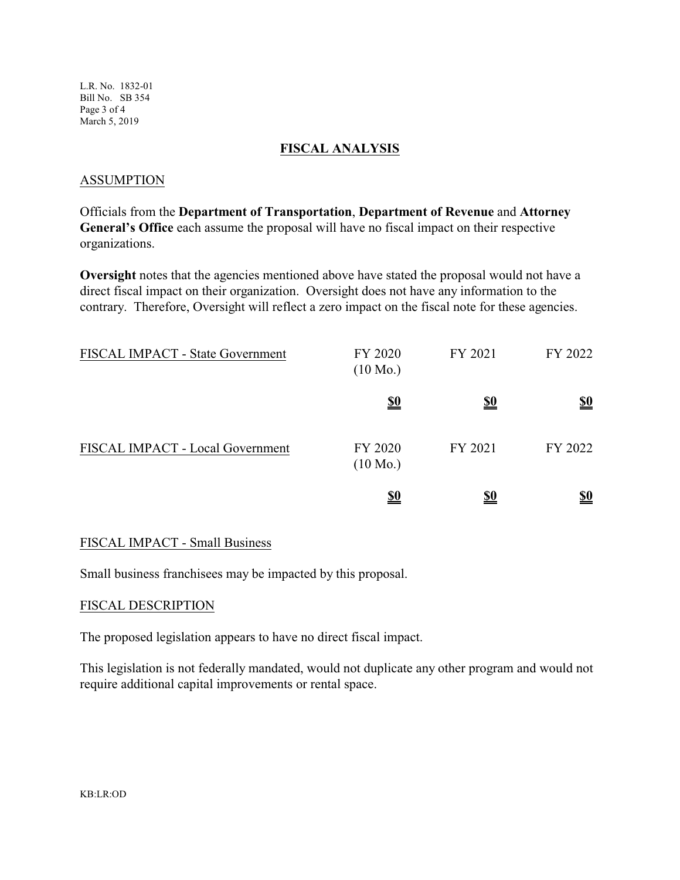## FISCAL ANALYSIS

### ASSUMPTION

Officials from the **Department of Transportation**, **Department of Revenue** and **Attorney General's Office** each assume the proposal will have no fiscal impact on their respective organizations.

**Oversight** notes that the agencies mentioned above have stated the proposal would not have a direct fiscal impact on their organization. Oversight does not have any information to the contrary. Therefore, Oversight will reflect a zero impact on the fiscal note for these agencies.

| FISCAL IMPACT - State Government | FY 2020 (10 Mo.) | FY 2021 | FY 2022 |
|---|---|---|---|
| | **$0** | **$0** | **$0** |

| FISCAL IMPACT - Local Government | FY 2020 (10 Mo.) | FY 2021 | FY 2022 |
|---|---|---|---|
| | **$0** | **$0** | **$0** |

### FISCAL IMPACT - Small Business

Small business franchisees may be impacted by this proposal.

### FISCAL DESCRIPTION

The proposed legislation appears to have no direct fiscal impact.

This legislation is not federally mandated, would not duplicate any other program and would not require additional capital improvements or rental space.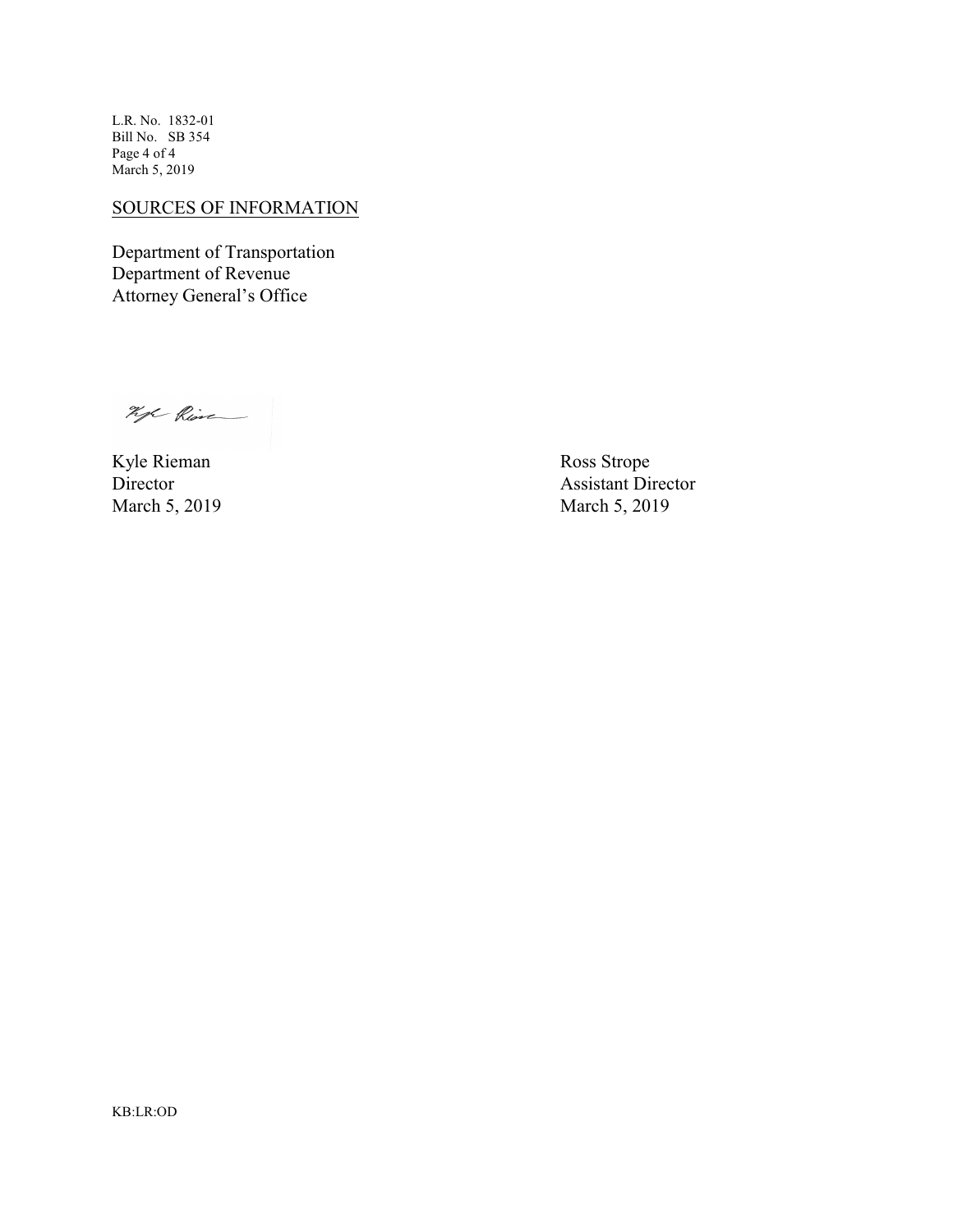SOURCES OF INFORMATION

Department of Transportation
Department of Revenue
Attorney General's Office

| | |
|---|---|
| Kyle Rieman | Ross Strope |
| Director | Assistant Director |
| March 5, 2019 | March 5, 2019 |

KB:LR:OD